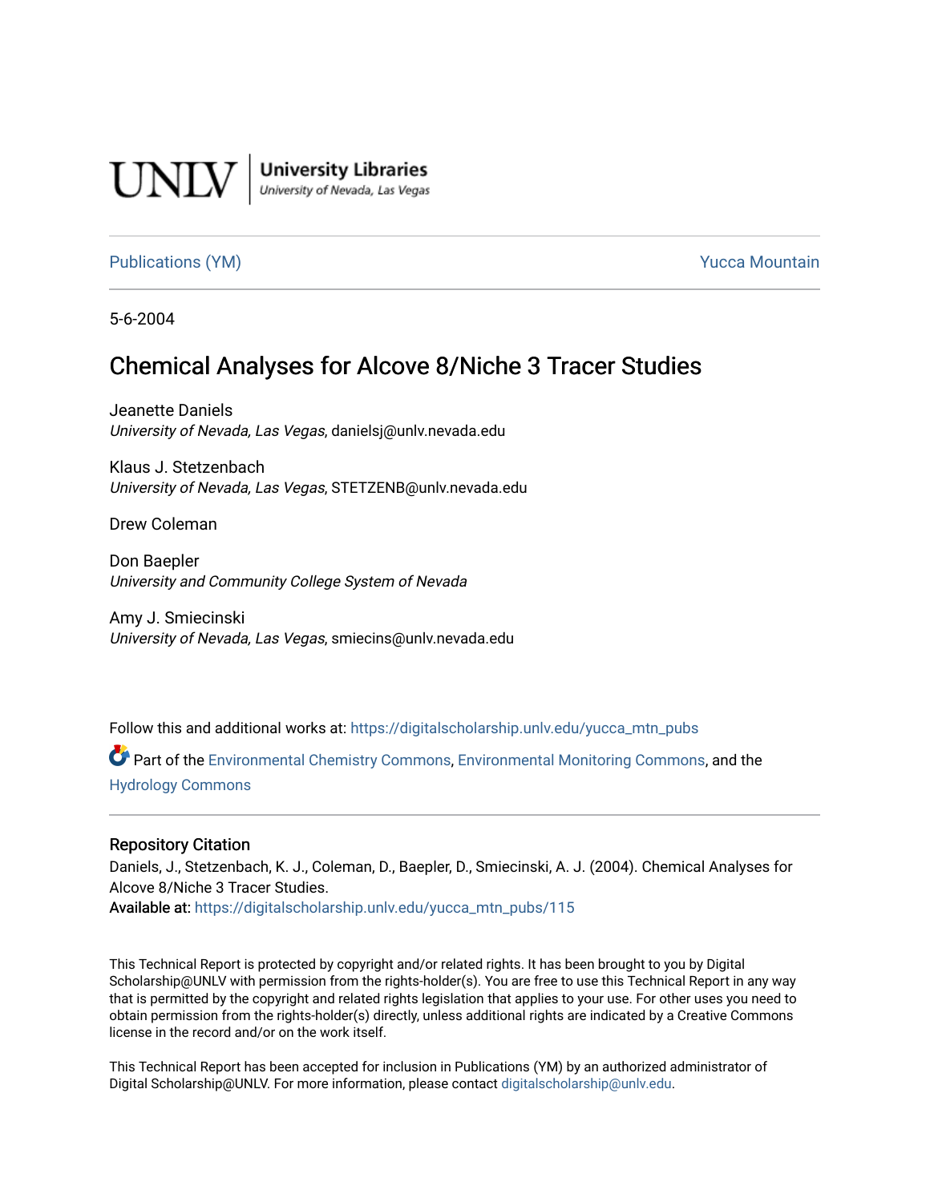UNLV | University Libraries
University of Nevada, Las Vegas

Publications (YM) | Yucca Mountain

5-6-2004

# Chemical Analyses for Alcove 8/Niche 3 Tracer Studies

Jeanette Daniels
*University of Nevada, Las Vegas*, danielsj@unlv.nevada.edu

Klaus J. Stetzenbach
*University of Nevada, Las Vegas*, STETZENB@unlv.nevada.edu

Drew Coleman

Don Baepler
*University and Community College System of Nevada*

Amy J. Smiecinski
*University of Nevada, Las Vegas*, smiecins@unlv.nevada.edu

Follow this and additional works at: https://digitalscholarship.unlv.edu/yucca_mtn_pubs

Part of the Environmental Chemistry Commons, Environmental Monitoring Commons, and the Hydrology Commons

## Repository Citation

Daniels, J., Stetzenbach, K. J., Coleman, D., Baepler, D., Smiecinski, A. J. (2004). Chemical Analyses for Alcove 8/Niche 3 Tracer Studies.
**Available at:** https://digitalscholarship.unlv.edu/yucca_mtn_pubs/115

This Technical Report is protected by copyright and/or related rights. It has been brought to you by Digital Scholarship@UNLV with permission from the rights-holder(s). You are free to use this Technical Report in any way that is permitted by the copyright and related rights legislation that applies to your use. For other uses you need to obtain permission from the rights-holder(s) directly, unless additional rights are indicated by a Creative Commons license in the record and/or on the work itself.

This Technical Report has been accepted for inclusion in Publications (YM) by an authorized administrator of Digital Scholarship@UNLV. For more information, please contact digitalscholarship@unlv.edu.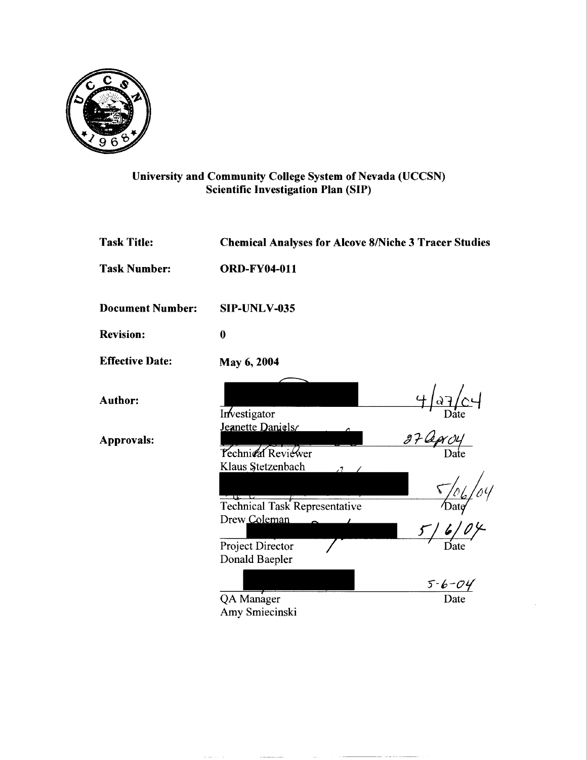**University and Community College System of Nevada (UCCSN)**
**Scientific Investigation Plan (SIP)**

| | |
|---|---|
| **Task Title:** | **Chemical Analyses for Alcove 8/Niche 3 Tracer Studies** |
| **Task Number:** | **ORD-FY04-011** |
| **Document Number:** | **SIP-UNLV-035** |
| **Revision:** | **0** |
| **Effective Date:** | **May 6, 2004** |

**Author:**

| | |
|---|---|
| Investigator<br>Jeanette Daniels | 4/27/04<br>Date |

**Approvals:**

| | |
|---|---|
| Technical Reviewer<br>Klaus Stetzenbach | 27 Apr 04<br>Date |
| Technical Task Representative<br>Drew Coleman | 5/06/04<br>Date |
| Project Director<br>Donald Baepler | 5/6/04<br>Date |
| QA Manager<br>Amy Smiecinski | 5-6-04<br>Date |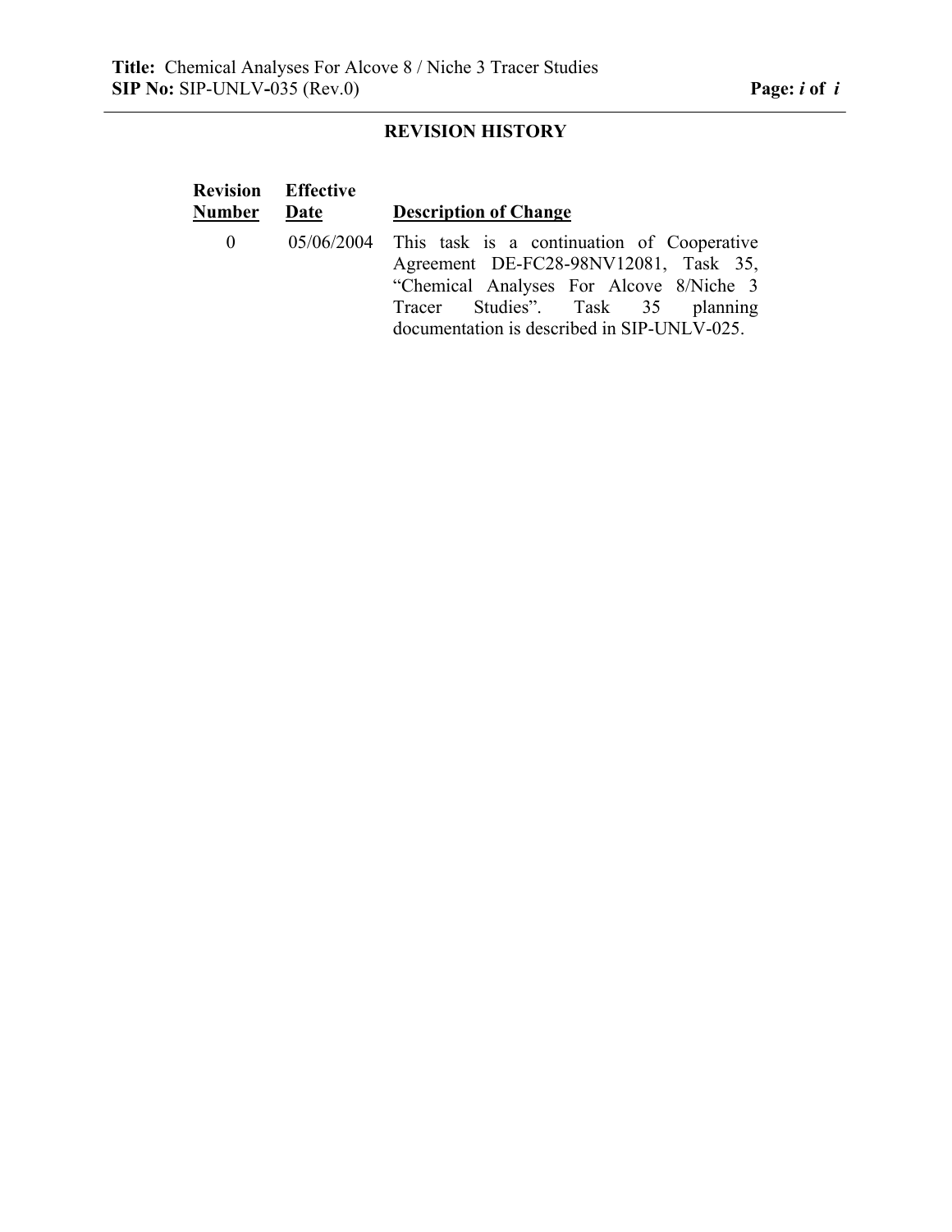## REVISION HISTORY

| Revision Number | Effective Date | Description of Change |
|---|---|---|
| 0 | 05/06/2004 | This task is a continuation of Cooperative Agreement DE-FC28-98NV12081, Task 35, "Chemical Analyses For Alcove 8/Niche 3 Tracer Studies". Task 35 planning documentation is described in SIP-UNLV-025. |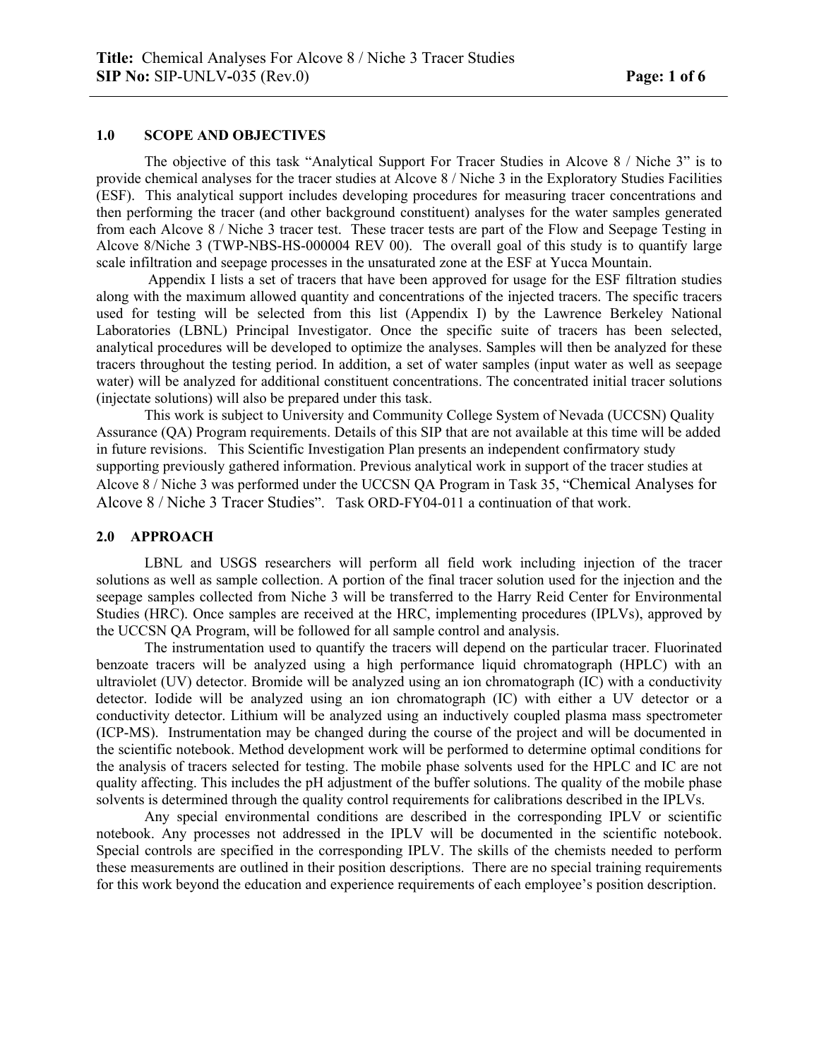## 1.0 SCOPE AND OBJECTIVES

The objective of this task "Analytical Support For Tracer Studies in Alcove 8 / Niche 3" is to provide chemical analyses for the tracer studies at Alcove 8 / Niche 3 in the Exploratory Studies Facilities (ESF). This analytical support includes developing procedures for measuring tracer concentrations and then performing the tracer (and other background constituent) analyses for the water samples generated from each Alcove 8 / Niche 3 tracer test. These tracer tests are part of the Flow and Seepage Testing in Alcove 8/Niche 3 (TWP-NBS-HS-000004 REV 00). The overall goal of this study is to quantify large scale infiltration and seepage processes in the unsaturated zone at the ESF at Yucca Mountain.

Appendix I lists a set of tracers that have been approved for usage for the ESF filtration studies along with the maximum allowed quantity and concentrations of the injected tracers. The specific tracers used for testing will be selected from this list (Appendix I) by the Lawrence Berkeley National Laboratories (LBNL) Principal Investigator. Once the specific suite of tracers has been selected, analytical procedures will be developed to optimize the analyses. Samples will then be analyzed for these tracers throughout the testing period. In addition, a set of water samples (input water as well as seepage water) will be analyzed for additional constituent concentrations. The concentrated initial tracer solutions (injectate solutions) will also be prepared under this task.

This work is subject to University and Community College System of Nevada (UCCSN) Quality Assurance (QA) Program requirements. Details of this SIP that are not available at this time will be added in future revisions. This Scientific Investigation Plan presents an independent confirmatory study supporting previously gathered information. Previous analytical work in support of the tracer studies at Alcove 8 / Niche 3 was performed under the UCCSN QA Program in Task 35, "Chemical Analyses for Alcove 8 / Niche 3 Tracer Studies". Task ORD-FY04-011 a continuation of that work.

## 2.0 APPROACH

LBNL and USGS researchers will perform all field work including injection of the tracer solutions as well as sample collection. A portion of the final tracer solution used for the injection and the seepage samples collected from Niche 3 will be transferred to the Harry Reid Center for Environmental Studies (HRC). Once samples are received at the HRC, implementing procedures (IPLVs), approved by the UCCSN QA Program, will be followed for all sample control and analysis.

The instrumentation used to quantify the tracers will depend on the particular tracer. Fluorinated benzoate tracers will be analyzed using a high performance liquid chromatograph (HPLC) with an ultraviolet (UV) detector. Bromide will be analyzed using an ion chromatograph (IC) with a conductivity detector. Iodide will be analyzed using an ion chromatograph (IC) with either a UV detector or a conductivity detector. Lithium will be analyzed using an inductively coupled plasma mass spectrometer (ICP-MS). Instrumentation may be changed during the course of the project and will be documented in the scientific notebook. Method development work will be performed to determine optimal conditions for the analysis of tracers selected for testing. The mobile phase solvents used for the HPLC and IC are not quality affecting. This includes the pH adjustment of the buffer solutions. The quality of the mobile phase solvents is determined through the quality control requirements for calibrations described in the IPLVs.

Any special environmental conditions are described in the corresponding IPLV or scientific notebook. Any processes not addressed in the IPLV will be documented in the scientific notebook. Special controls are specified in the corresponding IPLV. The skills of the chemists needed to perform these measurements are outlined in their position descriptions. There are no special training requirements for this work beyond the education and experience requirements of each employee's position description.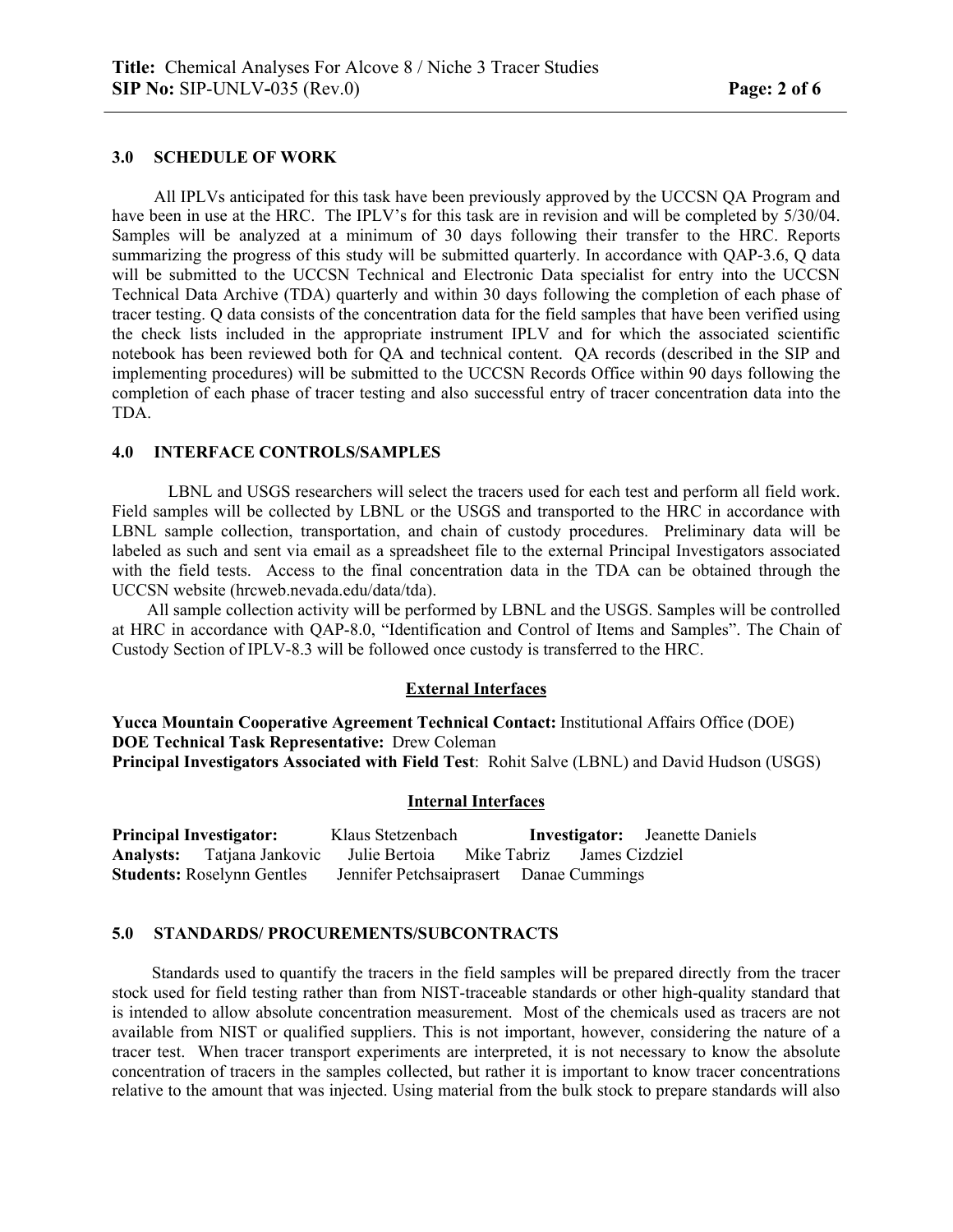## 3.0 SCHEDULE OF WORK

All IPLVs anticipated for this task have been previously approved by the UCCSN QA Program and have been in use at the HRC. The IPLV's for this task are in revision and will be completed by 5/30/04. Samples will be analyzed at a minimum of 30 days following their transfer to the HRC. Reports summarizing the progress of this study will be submitted quarterly. In accordance with QAP-3.6, Q data will be submitted to the UCCSN Technical and Electronic Data specialist for entry into the UCCSN Technical Data Archive (TDA) quarterly and within 30 days following the completion of each phase of tracer testing. Q data consists of the concentration data for the field samples that have been verified using the check lists included in the appropriate instrument IPLV and for which the associated scientific notebook has been reviewed both for QA and technical content. QA records (described in the SIP and implementing procedures) will be submitted to the UCCSN Records Office within 90 days following the completion of each phase of tracer testing and also successful entry of tracer concentration data into the TDA.

## 4.0 INTERFACE CONTROLS/SAMPLES

LBNL and USGS researchers will select the tracers used for each test and perform all field work. Field samples will be collected by LBNL or the USGS and transported to the HRC in accordance with LBNL sample collection, transportation, and chain of custody procedures. Preliminary data will be labeled as such and sent via email as a spreadsheet file to the external Principal Investigators associated with the field tests. Access to the final concentration data in the TDA can be obtained through the UCCSN website (hrcweb.nevada.edu/data/tda).

All sample collection activity will be performed by LBNL and the USGS. Samples will be controlled at HRC in accordance with QAP-8.0, "Identification and Control of Items and Samples". The Chain of Custody Section of IPLV-8.3 will be followed once custody is transferred to the HRC.

### External Interfaces

**Yucca Mountain Cooperative Agreement Technical Contact:** Institutional Affairs Office (DOE)
**DOE Technical Task Representative:** Drew Coleman
**Principal Investigators Associated with Field Test**: Rohit Salve (LBNL) and David Hudson (USGS)

### Internal Interfaces

**Principal Investigator:** Klaus Stetzenbach **Investigator:** Jeanette Daniels
**Analysts:** Tatjana Jankovic Julie Bertoia Mike Tabriz James Cizdziel
**Students:** Roselynn Gentles Jennifer Petchsaiprasert Danae Cummings

## 5.0 STANDARDS/ PROCUREMENTS/SUBCONTRACTS

Standards used to quantify the tracers in the field samples will be prepared directly from the tracer stock used for field testing rather than from NIST-traceable standards or other high-quality standard that is intended to allow absolute concentration measurement. Most of the chemicals used as tracers are not available from NIST or qualified suppliers. This is not important, however, considering the nature of a tracer test. When tracer transport experiments are interpreted, it is not necessary to know the absolute concentration of tracers in the samples collected, but rather it is important to know tracer concentrations relative to the amount that was injected. Using material from the bulk stock to prepare standards will also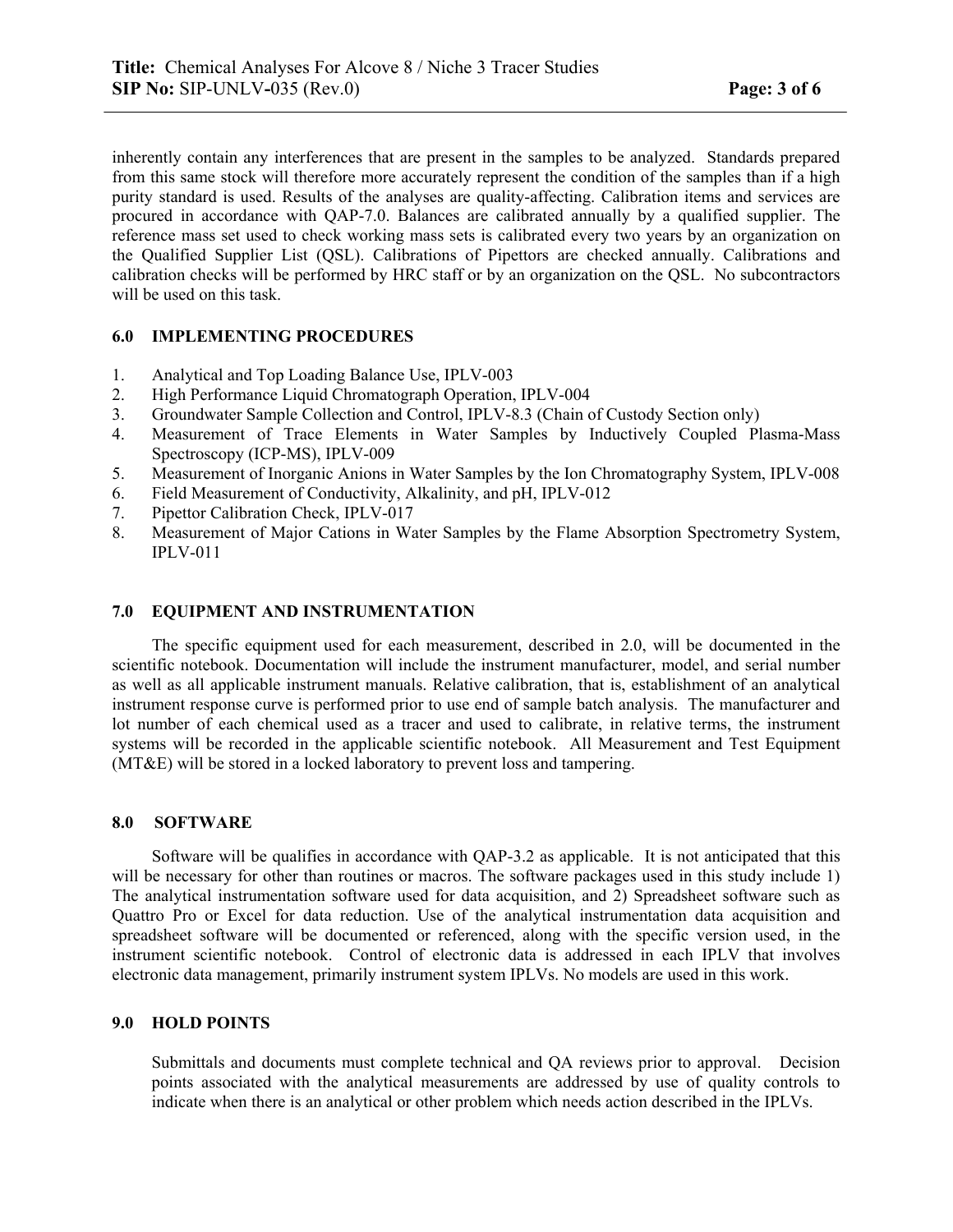inherently contain any interferences that are present in the samples to be analyzed. Standards prepared from this same stock will therefore more accurately represent the condition of the samples than if a high purity standard is used. Results of the analyses are quality-affecting. Calibration items and services are procured in accordance with QAP-7.0. Balances are calibrated annually by a qualified supplier. The reference mass set used to check working mass sets is calibrated every two years by an organization on the Qualified Supplier List (QSL). Calibrations of Pipettors are checked annually. Calibrations and calibration checks will be performed by HRC staff or by an organization on the QSL. No subcontractors will be used on this task.

## 6.0 IMPLEMENTING PROCEDURES

1. Analytical and Top Loading Balance Use, IPLV-003
2. High Performance Liquid Chromatograph Operation, IPLV-004
3. Groundwater Sample Collection and Control, IPLV-8.3 (Chain of Custody Section only)
4. Measurement of Trace Elements in Water Samples by Inductively Coupled Plasma-Mass Spectroscopy (ICP-MS), IPLV-009
5. Measurement of Inorganic Anions in Water Samples by the Ion Chromatography System, IPLV-008
6. Field Measurement of Conductivity, Alkalinity, and pH, IPLV-012
7. Pipettor Calibration Check, IPLV-017
8. Measurement of Major Cations in Water Samples by the Flame Absorption Spectrometry System, IPLV-011

## 7.0 EQUIPMENT AND INSTRUMENTATION

The specific equipment used for each measurement, described in 2.0, will be documented in the scientific notebook. Documentation will include the instrument manufacturer, model, and serial number as well as all applicable instrument manuals. Relative calibration, that is, establishment of an analytical instrument response curve is performed prior to use end of sample batch analysis. The manufacturer and lot number of each chemical used as a tracer and used to calibrate, in relative terms, the instrument systems will be recorded in the applicable scientific notebook. All Measurement and Test Equipment (MT&E) will be stored in a locked laboratory to prevent loss and tampering.

## 8.0 SOFTWARE

Software will be qualifies in accordance with QAP-3.2 as applicable. It is not anticipated that this will be necessary for other than routines or macros. The software packages used in this study include 1) The analytical instrumentation software used for data acquisition, and 2) Spreadsheet software such as Quattro Pro or Excel for data reduction. Use of the analytical instrumentation data acquisition and spreadsheet software will be documented or referenced, along with the specific version used, in the instrument scientific notebook. Control of electronic data is addressed in each IPLV that involves electronic data management, primarily instrument system IPLVs. No models are used in this work.

## 9.0 HOLD POINTS

Submittals and documents must complete technical and QA reviews prior to approval. Decision points associated with the analytical measurements are addressed by use of quality controls to indicate when there is an analytical or other problem which needs action described in the IPLVs.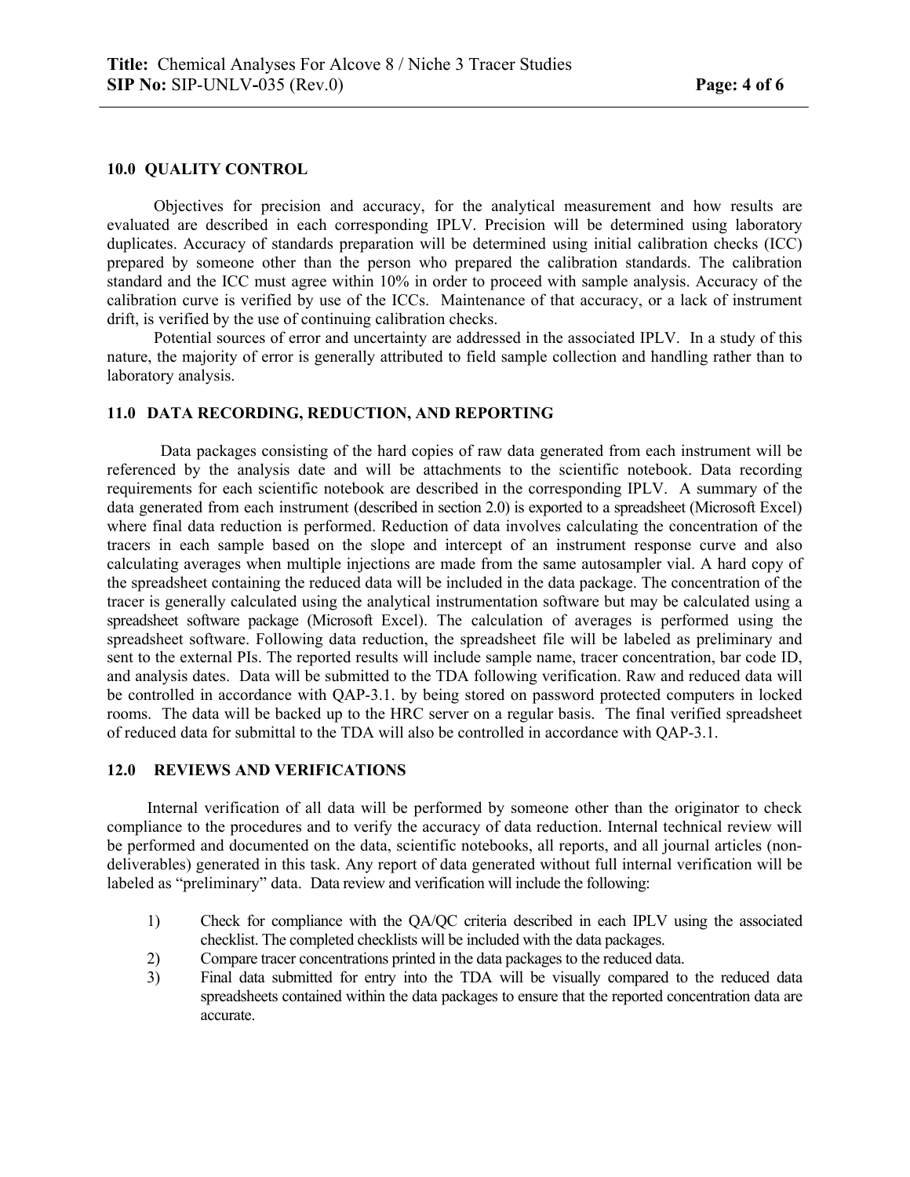## 10.0 QUALITY CONTROL

Objectives for precision and accuracy, for the analytical measurement and how results are evaluated are described in each corresponding IPLV. Precision will be determined using laboratory duplicates. Accuracy of standards preparation will be determined using initial calibration checks (ICC) prepared by someone other than the person who prepared the calibration standards. The calibration standard and the ICC must agree within 10% in order to proceed with sample analysis. Accuracy of the calibration curve is verified by use of the ICCs. Maintenance of that accuracy, or a lack of instrument drift, is verified by the use of continuing calibration checks.

Potential sources of error and uncertainty are addressed in the associated IPLV. In a study of this nature, the majority of error is generally attributed to field sample collection and handling rather than to laboratory analysis.

## 11.0 DATA RECORDING, REDUCTION, AND REPORTING

Data packages consisting of the hard copies of raw data generated from each instrument will be referenced by the analysis date and will be attachments to the scientific notebook. Data recording requirements for each scientific notebook are described in the corresponding IPLV. A summary of the data generated from each instrument (described in section 2.0) is exported to a spreadsheet (Microsoft Excel) where final data reduction is performed. Reduction of data involves calculating the concentration of the tracers in each sample based on the slope and intercept of an instrument response curve and also calculating averages when multiple injections are made from the same autosampler vial. A hard copy of the spreadsheet containing the reduced data will be included in the data package. The concentration of the tracer is generally calculated using the analytical instrumentation software but may be calculated using a spreadsheet software package (Microsoft Excel). The calculation of averages is performed using the spreadsheet software. Following data reduction, the spreadsheet file will be labeled as preliminary and sent to the external PIs. The reported results will include sample name, tracer concentration, bar code ID, and analysis dates. Data will be submitted to the TDA following verification. Raw and reduced data will be controlled in accordance with QAP-3.1. by being stored on password protected computers in locked rooms. The data will be backed up to the HRC server on a regular basis. The final verified spreadsheet of reduced data for submittal to the TDA will also be controlled in accordance with QAP-3.1.

## 12.0 REVIEWS AND VERIFICATIONS

Internal verification of all data will be performed by someone other than the originator to check compliance to the procedures and to verify the accuracy of data reduction. Internal technical review will be performed and documented on the data, scientific notebooks, all reports, and all journal articles (non-deliverables) generated in this task. Any report of data generated without full internal verification will be labeled as "preliminary" data. Data review and verification will include the following:

1) Check for compliance with the QA/QC criteria described in each IPLV using the associated checklist. The completed checklists will be included with the data packages.
2) Compare tracer concentrations printed in the data packages to the reduced data.
3) Final data submitted for entry into the TDA will be visually compared to the reduced data spreadsheets contained within the data packages to ensure that the reported concentration data are accurate.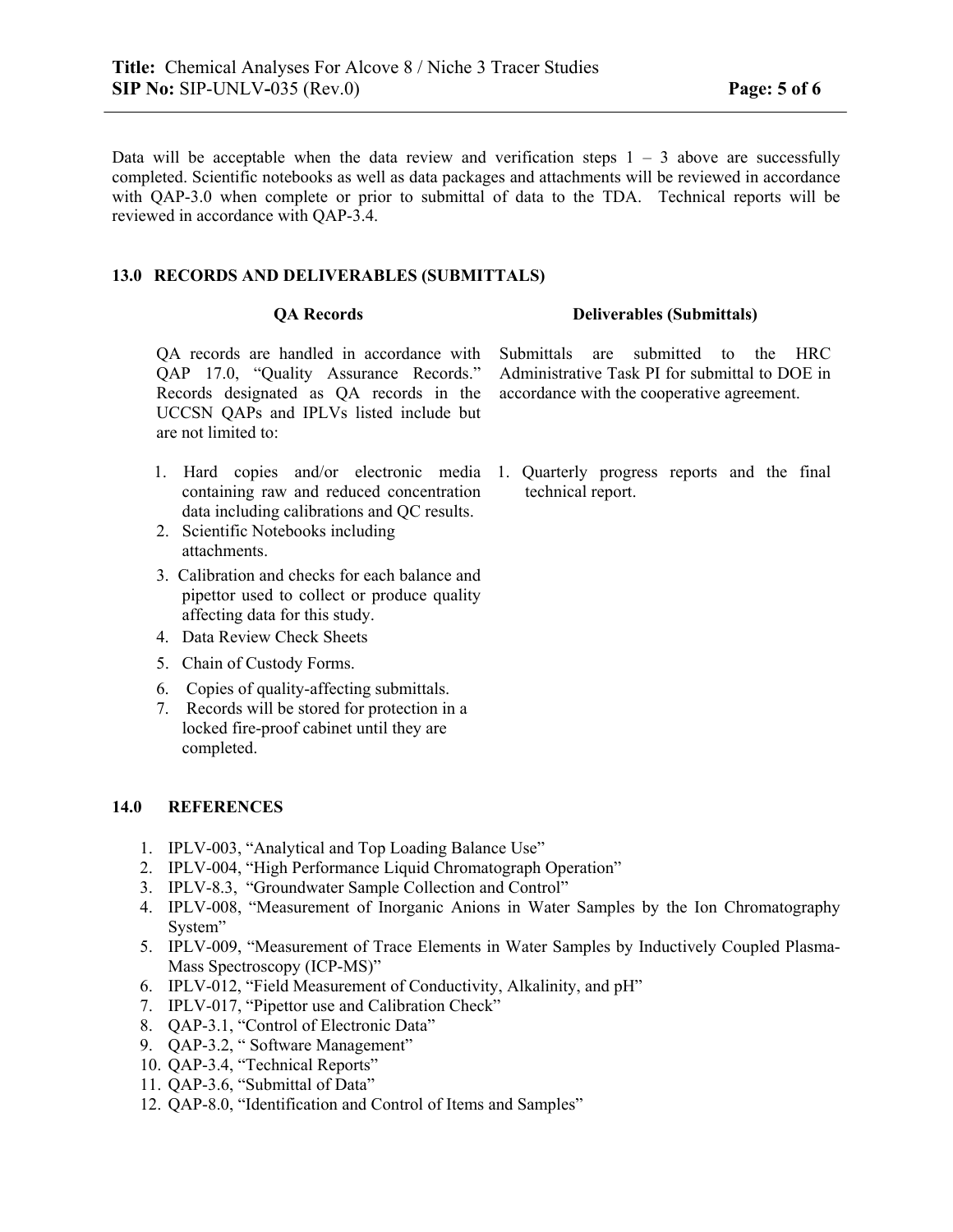Data will be acceptable when the data review and verification steps 1 – 3 above are successfully completed. Scientific notebooks as well as data packages and attachments will be reviewed in accordance with QAP-3.0 when complete or prior to submittal of data to the TDA. Technical reports will be reviewed in accordance with QAP-3.4.

## 13.0 RECORDS AND DELIVERABLES (SUBMITTALS)

| QA Records | Deliverables (Submittals) |
| --- | --- |
| QA records are handled in accordance with QAP 17.0, "Quality Assurance Records." Records designated as QA records in the UCCSN QAPs and IPLVs listed include but are not limited to: | Submittals are submitted to the HRC Administrative Task PI for submittal to DOE in accordance with the cooperative agreement. |
| 1. Hard copies and/or electronic media containing raw and reduced concentration data including calibrations and QC results.<br>2. Scientific Notebooks including attachments.<br>3. Calibration and checks for each balance and pipettor used to collect or produce quality affecting data for this study.<br>4. Data Review Check Sheets<br>5. Chain of Custody Forms.<br>6. Copies of quality-affecting submittals.<br>7. Records will be stored for protection in a locked fire-proof cabinet until they are completed. | 1. Quarterly progress reports and the final technical report. |

## 14.0 REFERENCES

1. IPLV-003, "Analytical and Top Loading Balance Use"
2. IPLV-004, "High Performance Liquid Chromatograph Operation"
3. IPLV-8.3, "Groundwater Sample Collection and Control"
4. IPLV-008, "Measurement of Inorganic Anions in Water Samples by the Ion Chromatography System"
5. IPLV-009, "Measurement of Trace Elements in Water Samples by Inductively Coupled Plasma-Mass Spectroscopy (ICP-MS)"
6. IPLV-012, "Field Measurement of Conductivity, Alkalinity, and pH"
7. IPLV-017, "Pipettor use and Calibration Check"
8. QAP-3.1, "Control of Electronic Data"
9. QAP-3.2, " Software Management"
10. QAP-3.4, "Technical Reports"
11. QAP-3.6, "Submittal of Data"
12. QAP-8.0, "Identification and Control of Items and Samples"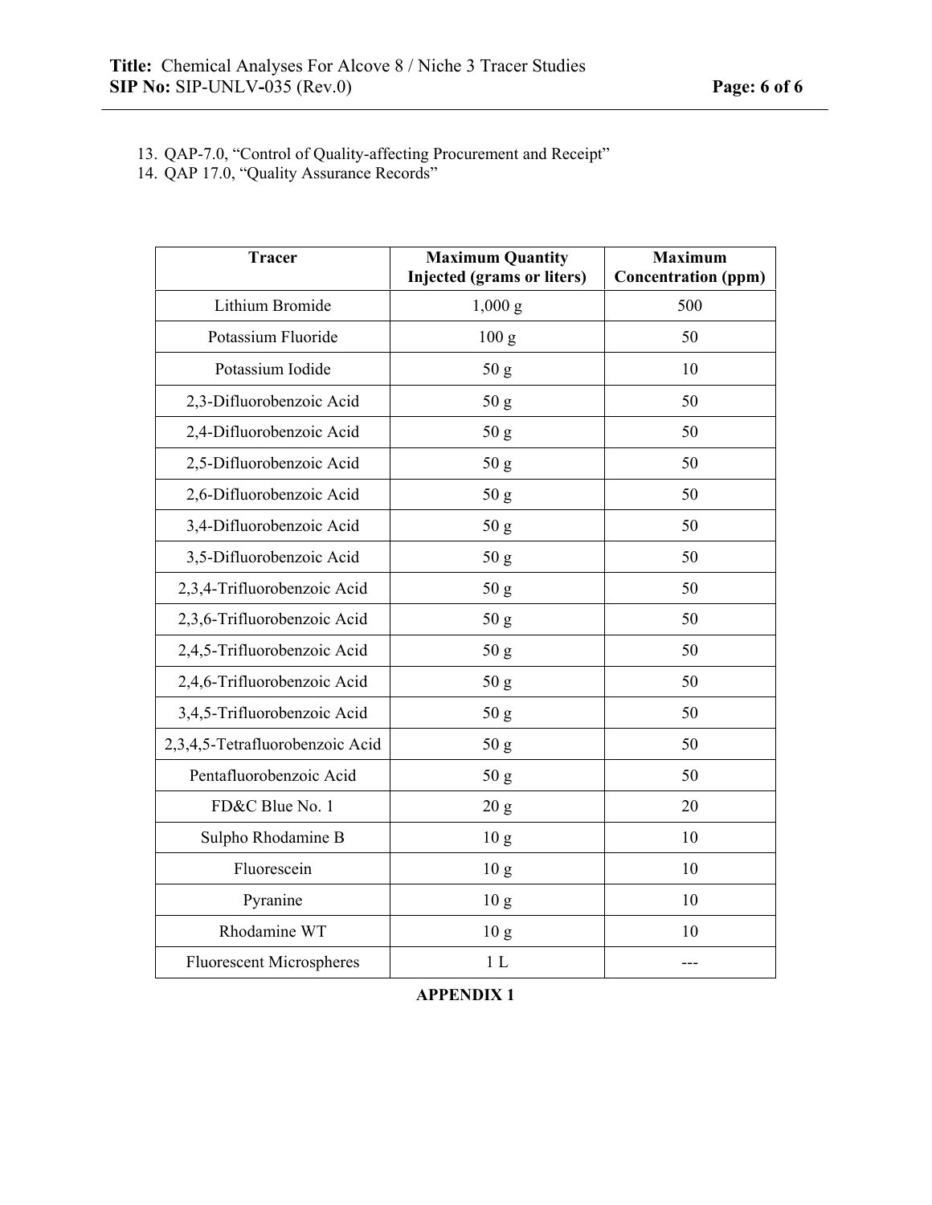13. QAP-7.0, "Control of Quality-affecting Procurement and Receipt"
14. QAP 17.0, "Quality Assurance Records"

| Tracer | Maximum Quantity Injected (grams or liters) | Maximum Concentration (ppm) |
|---|---|---|
| Lithium Bromide | 1,000 g | 500 |
| Potassium Fluoride | 100 g | 50 |
| Potassium Iodide | 50 g | 10 |
| 2,3-Difluorobenzoic Acid | 50 g | 50 |
| 2,4-Difluorobenzoic Acid | 50 g | 50 |
| 2,5-Difluorobenzoic Acid | 50 g | 50 |
| 2,6-Difluorobenzoic Acid | 50 g | 50 |
| 3,4-Difluorobenzoic Acid | 50 g | 50 |
| 3,5-Difluorobenzoic Acid | 50 g | 50 |
| 2,3,4-Trifluorobenzoic Acid | 50 g | 50 |
| 2,3,6-Trifluorobenzoic Acid | 50 g | 50 |
| 2,4,5-Trifluorobenzoic Acid | 50 g | 50 |
| 2,4,6-Trifluorobenzoic Acid | 50 g | 50 |
| 3,4,5-Trifluorobenzoic Acid | 50 g | 50 |
| 2,3,4,5-Tetrafluorobenzoic Acid | 50 g | 50 |
| Pentafluorobenzoic Acid | 50 g | 50 |
| FD&C Blue No. 1 | 20 g | 20 |
| Sulpho Rhodamine B | 10 g | 10 |
| Fluorescein | 10 g | 10 |
| Pyranine | 10 g | 10 |
| Rhodamine WT | 10 g | 10 |
| Fluorescent Microspheres | 1 L | --- |

**APPENDIX 1**